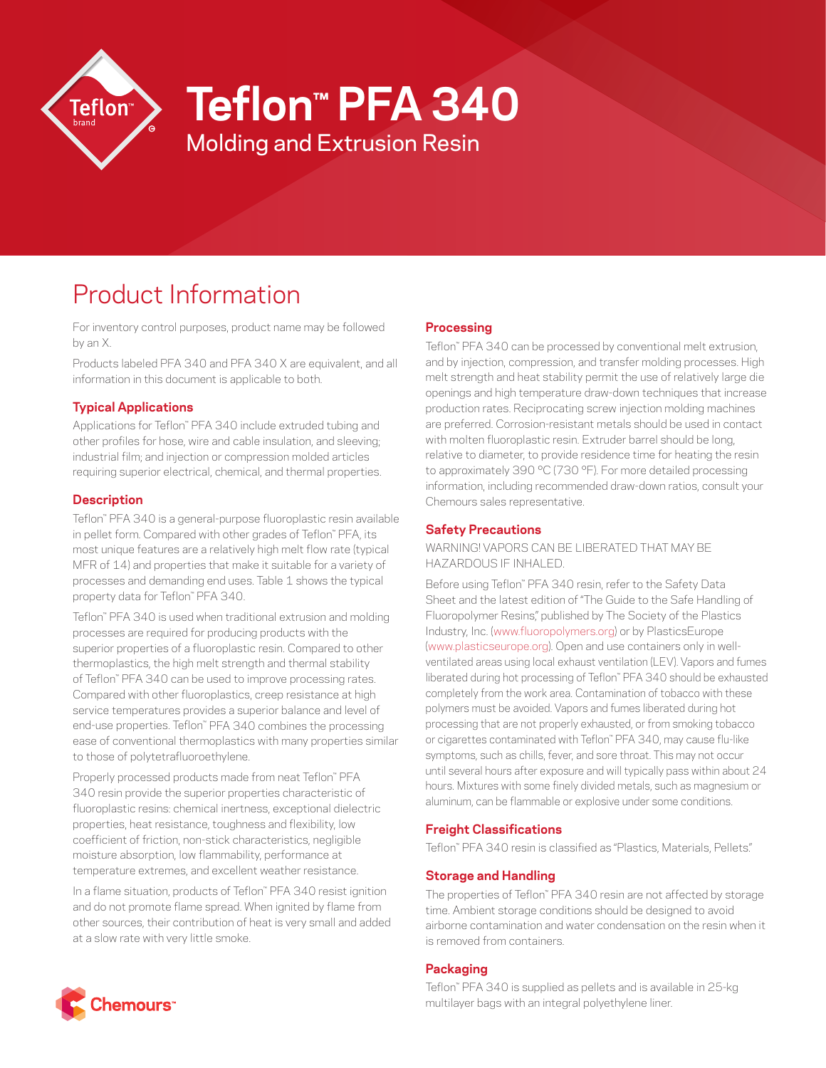# Teflon™ PFA 340

## Molding and Extrusion Resin

# Product Information

For inventory control purposes, product name may be followed by an X.

Products labeled PFA 340 and PFA 340 X are equivalent, and all information in this document is applicable to both.

### Typical Applications

Applications for Teflon™ PFA 340 include extruded tubing and other profiles for hose, wire and cable insulation, and sleeving; industrial film; and injection or compression molded articles requiring superior electrical, chemical, and thermal properties.

### Description

Teflon™ PFA 340 is a general-purpose fluoroplastic resin available in pellet form. Compared with other grades of Teflon™ PFA, its most unique features are a relatively high melt flow rate (typical MFR of 14) and properties that make it suitable for a variety of processes and demanding end uses. Table 1 shows the typical property data for Teflon™ PFA 340.

Teflon™ PFA 340 is used when traditional extrusion and molding processes are required for producing products with the superior properties of a fluoroplastic resin. Compared to other thermoplastics, the high melt strength and thermal stability of Teflon™ PFA 340 can be used to improve processing rates. Compared with other fluoroplastics, creep resistance at high service temperatures provides a superior balance and level of end-use properties. Teflon™ PFA 340 combines the processing ease of conventional thermoplastics with many properties similar to those of polytetrafluoroethylene.

Properly processed products made from neat Teflon™ PFA 340 resin provide the superior properties characteristic of fluoroplastic resins: chemical inertness, exceptional dielectric properties, heat resistance, toughness and flexibility, low coefficient of friction, non-stick characteristics, negligible moisture absorption, low flammability, performance at temperature extremes, and excellent weather resistance.

In a flame situation, products of Teflon™ PFA 340 resist ignition and do not promote flame spread. When ignited by flame from other sources, their contribution of heat is very small and added at a slow rate with very little smoke.

### Processing

Teflon™ PFA 340 can be processed by conventional melt extrusion, and by injection, compression, and transfer molding processes. High melt strength and heat stability permit the use of relatively large die openings and high temperature draw-down techniques that increase production rates. Reciprocating screw injection molding machines are preferred. Corrosion-resistant metals should be used in contact with molten fluoroplastic resin. Extruder barrel should be long, relative to diameter, to provide residence time for heating the resin to approximately 390 °C (730 °F). For more detailed processing information, including recommended draw-down ratios, consult your Chemours sales representative.

### Safety Precautions

WARNING! VAPORS CAN BE LIBERATED THAT MAY BE HAZARDOUS IF INHALED.

Before using Teflon™ PFA 340 resin, refer to the Safety Data Sheet and the latest edition of "The Guide to the Safe Handling of Fluoropolymer Resins," published by The Society of the Plastics Industry, Inc. (www.fluoropolymers.org) or by PlasticsEurope (www.plasticseurope.org). Open and use containers only in well-ventilated areas using local exhaust ventilation (LEV). Vapors and fumes liberated during hot processing of Teflon™ PFA 340 should be exhausted completely from the work area. Contamination of tobacco with these polymers must be avoided. Vapors and fumes liberated during hot processing that are not properly exhausted, or from smoking tobacco or cigarettes contaminated with Teflon™ PFA 340, may cause flu-like symptoms, such as chills, fever, and sore throat. This may not occur until several hours after exposure and will typically pass within about 24 hours. Mixtures with some finely divided metals, such as magnesium or aluminum, can be flammable or explosive under some conditions.

### Freight Classifications

Teflon™ PFA 340 resin is classified as "Plastics, Materials, Pellets."

### Storage and Handling

The properties of Teflon™ PFA 340 resin are not affected by storage time. Ambient storage conditions should be designed to avoid airborne contamination and water condensation on the resin when it is removed from containers.

### Packaging

Teflon™ PFA 340 is supplied as pellets and is available in 25-kg multilayer bags with an integral polyethylene liner.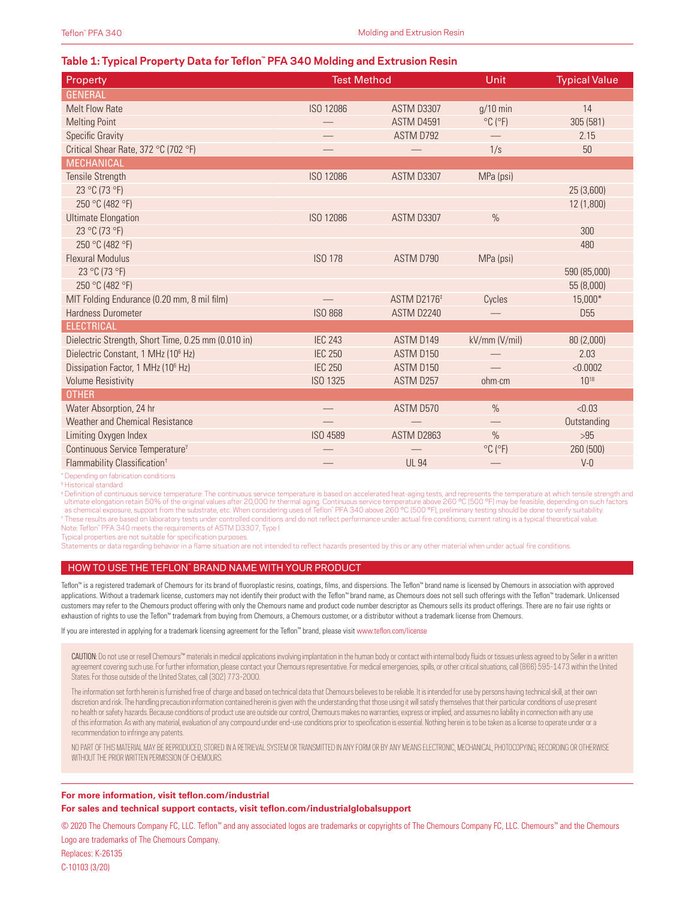## Table 1: Typical Property Data for Teflon™ PFA 340 Molding and Extrusion Resin

| Property | Test Method | | Unit | Typical Value |
|---|---|---|---|---|
| **GENERAL** | | | | |
| Melt Flow Rate | ISO 12086 | ASTM D3307 | g/10 min | 14 |
| Melting Point | — | ASTM D4591 | °C (°F) | 305 (581) |
| Specific Gravity | — | ASTM D792 | — | 2.15 |
| Critical Shear Rate, 372 °C (702 °F) | — | — | 1/s | 50 |
| **MECHANICAL** | | | | |
| Tensile Strength | ISO 12086 | ASTM D3307 | MPa (psi) | |
| 23 °C (73 °F) | | | | 25 (3,600) |
| 250 °C (482 °F) | | | | 12 (1,800) |
| Ultimate Elongation | ISO 12086 | ASTM D3307 | % | |
| 23 °C (73 °F) | | | | 300 |
| 250 °C (482 °F) | | | | 480 |
| Flexural Modulus | ISO 178 | ASTM D790 | MPa (psi) | |
| 23 °C (73 °F) | | | | 590 (85,000) |
| 250 °C (482 °F) | | | | 55 (8,000) |
| MIT Folding Endurance (0.20 mm, 8 mil film) | — | ASTM D2176‡ | Cycles | 15,000* |
| Hardness Durometer | ISO 868 | ASTM D2240 | — | D55 |
| **ELECTRICAL** | | | | |
| Dielectric Strength, Short Time, 0.25 mm (0.010 in) | IEC 243 | ASTM D149 | kV/mm (V/mil) | 80 (2,000) |
| Dielectric Constant, 1 MHz ($10^6$ Hz) | IEC 250 | ASTM D150 | — | 2.03 |
| Dissipation Factor, 1 MHz ($10^6$ Hz) | IEC 250 | ASTM D150 | — | <0.0002 |
| Volume Resistivity | ISO 1325 | ASTM D257 | ohm·cm | $10^{18}$ |
| **OTHER** | | | | |
| Water Absorption, 24 hr | — | ASTM D570 | % | <0.03 |
| Weather and Chemical Resistance | — | — | — | Outstanding |
| Limiting Oxygen Index | ISO 4589 | ASTM D2863 | % | >95 |
| Continuous Service Temperature[ŧ] | — | — | °C (°F) | 260 (500) |
| Flammability Classification[†] | — | UL 94 | — | V-0 |

\* Depending on fabrication conditions

‡ Historical standard

ŧ Definition of continuous service temperature: The continuous service temperature is based on accelerated heat-aging tests, and represents the temperature at which tensile strength and ultimate elongation retain 50% of the original values after 20,000 hr thermal aging. Continuous service temperature above 260 °C (500 °F) may be feasible, depending on such factors as chemical exposure, support from the substrate, etc. When considering uses of Teflon™ PFA 340 above 260 °C (500 °F), preliminary testing should be done to verify suitability.

† These results are based on laboratory tests under controlled conditions and do not reflect performance under actual fire conditions; current rating is a typical theoretical value.

Note: Teflon™ PFA 340 meets the requirements of ASTM D3307, Type I

Typical properties are not suitable for specification purposes.

Statements or data regarding behavior in a flame situation are not intended to reflect hazards presented by this or any other material when under actual fire conditions.

## HOW TO USE THE TEFLON™ BRAND NAME WITH YOUR PRODUCT

Teflon™ is a registered trademark of Chemours for its brand of fluoroplastic resins, coatings, films, and dispersions. The Teflon™ brand name is licensed by Chemours in association with approved applications. Without a trademark license, customers may not identify their product with the Teflon™ brand name, as Chemours does not sell such offerings with the Teflon™ trademark. Unlicensed customers may refer to the Chemours product offering with only the Chemours name and product code number descriptor as Chemours sells its product offerings. There are no fair use rights or exhaustion of rights to use the Teflon™ trademark from buying from Chemours, a Chemours customer, or a distributor without a trademark license from Chemours.

If you are interested in applying for a trademark licensing agreement for the Teflon™ brand, please visit www.teflon.com/license

CAUTION: Do not use or resell Chemours™ materials in medical applications involving implantation in the human body or contact with internal body fluids or tissues unless agreed to by Seller in a written agreement covering such use. For further information, please contact your Chemours representative. For medical emergencies, spills, or other critical situations, call (866) 595-1473 within the United States. For those outside of the United States, call (302) 773-2000.

The information set forth herein is furnished free of charge and based on technical data that Chemours believes to be reliable. It is intended for use by persons having technical skill, at their own discretion and risk. The handling precaution information contained herein is given with the understanding that those using it will satisfy themselves that their particular conditions of use present no health or safety hazards. Because conditions of product use are outside our control, Chemours makes no warranties, express or implied, and assumes no liability in connection with any use of this information. As with any material, evaluation of any compound under end-use conditions prior to specification is essential. Nothing herein is to be taken as a license to operate under or a recommendation to infringe any patents.

NO PART OF THIS MATERIAL MAY BE REPRODUCED, STORED IN A RETRIEVAL SYSTEM OR TRANSMITTED IN ANY FORM OR BY ANY MEANS ELECTRONIC, MECHANICAL, PHOTOCOPYING, RECORDING OR OTHERWISE WITHOUT THE PRIOR WRITTEN PERMISSION OF CHEMOURS.

**For more information, visit teflon.com/industrial**

**For sales and technical support contacts, visit teflon.com/industrialglobalsupport**

© 2020 The Chemours Company FC, LLC. Teflon™ and any associated logos are trademarks or copyrights of The Chemours Company FC, LLC. Chemours™ and the Chemours Logo are trademarks of The Chemours Company.

Replaces: K-26135

C-10103 (3/20)